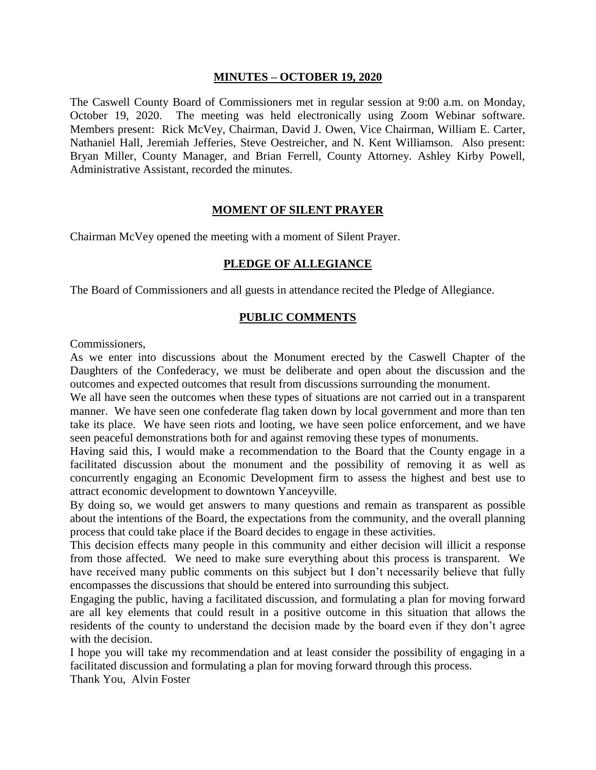## MINUTES – OCTOBER 19, 2020

The Caswell County Board of Commissioners met in regular session at 9:00 a.m. on Monday, October 19, 2020. The meeting was held electronically using Zoom Webinar software. Members present: Rick McVey, Chairman, David J. Owen, Vice Chairman, William E. Carter, Nathaniel Hall, Jeremiah Jefferies, Steve Oestreicher, and N. Kent Williamson. Also present: Bryan Miller, County Manager, and Brian Ferrell, County Attorney. Ashley Kirby Powell, Administrative Assistant, recorded the minutes.

## MOMENT OF SILENT PRAYER

Chairman McVey opened the meeting with a moment of Silent Prayer.

## PLEDGE OF ALLEGIANCE

The Board of Commissioners and all guests in attendance recited the Pledge of Allegiance.

## PUBLIC COMMENTS

Commissioners,

As we enter into discussions about the Monument erected by the Caswell Chapter of the Daughters of the Confederacy, we must be deliberate and open about the discussion and the outcomes and expected outcomes that result from discussions surrounding the monument.

We all have seen the outcomes when these types of situations are not carried out in a transparent manner. We have seen one confederate flag taken down by local government and more than ten take its place. We have seen riots and looting, we have seen police enforcement, and we have seen peaceful demonstrations both for and against removing these types of monuments.

Having said this, I would make a recommendation to the Board that the County engage in a facilitated discussion about the monument and the possibility of removing it as well as concurrently engaging an Economic Development firm to assess the highest and best use to attract economic development to downtown Yanceyville.

By doing so, we would get answers to many questions and remain as transparent as possible about the intentions of the Board, the expectations from the community, and the overall planning process that could take place if the Board decides to engage in these activities.

This decision effects many people in this community and either decision will illicit a response from those affected. We need to make sure everything about this process is transparent. We have received many public comments on this subject but I don't necessarily believe that fully encompasses the discussions that should be entered into surrounding this subject.

Engaging the public, having a facilitated discussion, and formulating a plan for moving forward are all key elements that could result in a positive outcome in this situation that allows the residents of the county to understand the decision made by the board even if they don't agree with the decision.

I hope you will take my recommendation and at least consider the possibility of engaging in a facilitated discussion and formulating a plan for moving forward through this process.

Thank You, Alvin Foster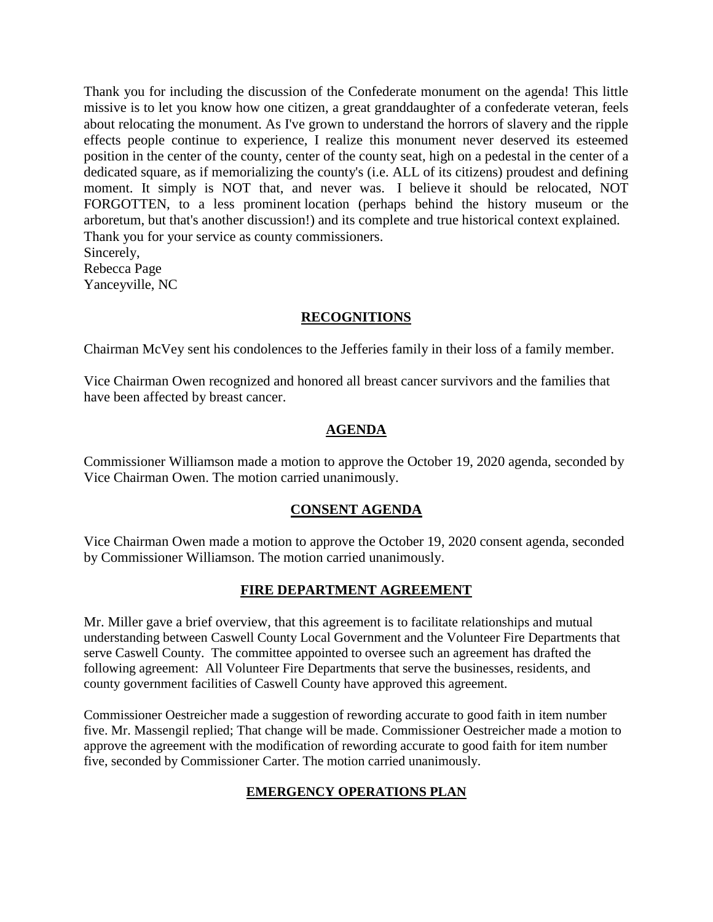Thank you for including the discussion of the Confederate monument on the agenda! This little missive is to let you know how one citizen, a great granddaughter of a confederate veteran, feels about relocating the monument. As I've grown to understand the horrors of slavery and the ripple effects people continue to experience, I realize this monument never deserved its esteemed position in the center of the county, center of the county seat, high on a pedestal in the center of a dedicated square, as if memorializing the county's (i.e. ALL of its citizens) proudest and defining moment. It simply is NOT that, and never was. I believe it should be relocated, NOT FORGOTTEN, to a less prominent location (perhaps behind the history museum or the arboretum, but that's another discussion!) and its complete and true historical context explained. Thank you for your service as county commissioners.
Sincerely,
Rebecca Page
Yanceyville, NC

## RECOGNITIONS

Chairman McVey sent his condolences to the Jefferies family in their loss of a family member.

Vice Chairman Owen recognized and honored all breast cancer survivors and the families that have been affected by breast cancer.

## AGENDA

Commissioner Williamson made a motion to approve the October 19, 2020 agenda, seconded by Vice Chairman Owen. The motion carried unanimously.

## CONSENT AGENDA

Vice Chairman Owen made a motion to approve the October 19, 2020 consent agenda, seconded by Commissioner Williamson. The motion carried unanimously.

## FIRE DEPARTMENT AGREEMENT

Mr. Miller gave a brief overview, that this agreement is to facilitate relationships and mutual understanding between Caswell County Local Government and the Volunteer Fire Departments that serve Caswell County. The committee appointed to oversee such an agreement has drafted the following agreement: All Volunteer Fire Departments that serve the businesses, residents, and county government facilities of Caswell County have approved this agreement.

Commissioner Oestreicher made a suggestion of rewording accurate to good faith in item number five. Mr. Massengil replied; That change will be made. Commissioner Oestreicher made a motion to approve the agreement with the modification of rewording accurate to good faith for item number five, seconded by Commissioner Carter. The motion carried unanimously.

## EMERGENCY OPERATIONS PLAN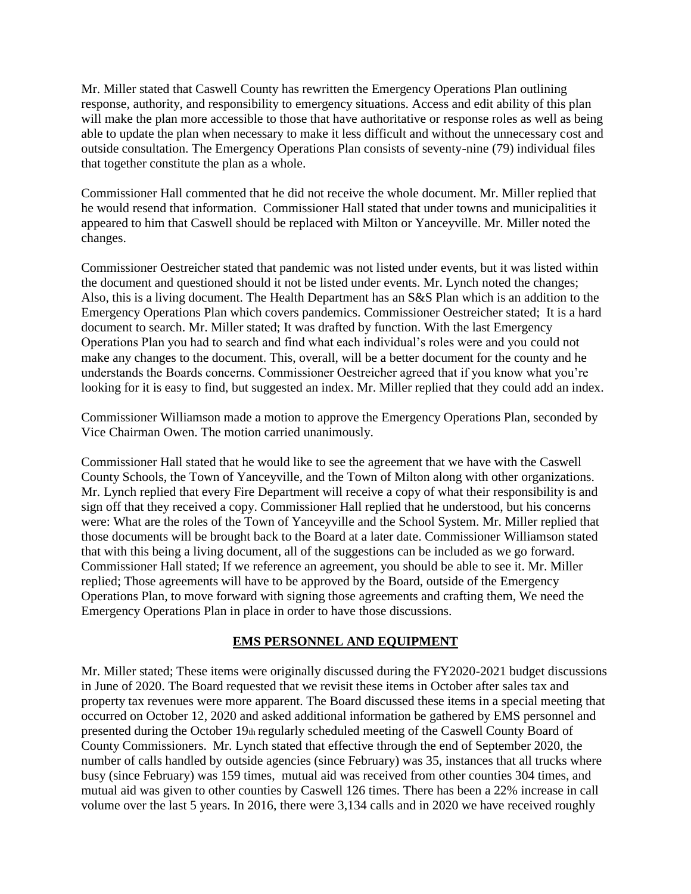Mr. Miller stated that Caswell County has rewritten the Emergency Operations Plan outlining response, authority, and responsibility to emergency situations. Access and edit ability of this plan will make the plan more accessible to those that have authoritative or response roles as well as being able to update the plan when necessary to make it less difficult and without the unnecessary cost and outside consultation. The Emergency Operations Plan consists of seventy-nine (79) individual files that together constitute the plan as a whole.

Commissioner Hall commented that he did not receive the whole document. Mr. Miller replied that he would resend that information. Commissioner Hall stated that under towns and municipalities it appeared to him that Caswell should be replaced with Milton or Yanceyville. Mr. Miller noted the changes.

Commissioner Oestreicher stated that pandemic was not listed under events, but it was listed within the document and questioned should it not be listed under events. Mr. Lynch noted the changes; Also, this is a living document. The Health Department has an S&S Plan which is an addition to the Emergency Operations Plan which covers pandemics. Commissioner Oestreicher stated; It is a hard document to search. Mr. Miller stated; It was drafted by function. With the last Emergency Operations Plan you had to search and find what each individual's roles were and you could not make any changes to the document. This, overall, will be a better document for the county and he understands the Boards concerns. Commissioner Oestreicher agreed that if you know what you're looking for it is easy to find, but suggested an index. Mr. Miller replied that they could add an index.

Commissioner Williamson made a motion to approve the Emergency Operations Plan, seconded by Vice Chairman Owen. The motion carried unanimously.

Commissioner Hall stated that he would like to see the agreement that we have with the Caswell County Schools, the Town of Yanceyville, and the Town of Milton along with other organizations. Mr. Lynch replied that every Fire Department will receive a copy of what their responsibility is and sign off that they received a copy. Commissioner Hall replied that he understood, but his concerns were: What are the roles of the Town of Yanceyville and the School System. Mr. Miller replied that those documents will be brought back to the Board at a later date. Commissioner Williamson stated that with this being a living document, all of the suggestions can be included as we go forward. Commissioner Hall stated; If we reference an agreement, you should be able to see it. Mr. Miller replied; Those agreements will have to be approved by the Board, outside of the Emergency Operations Plan, to move forward with signing those agreements and crafting them, We need the Emergency Operations Plan in place in order to have those discussions.

## EMS PERSONNEL AND EQUIPMENT

Mr. Miller stated; These items were originally discussed during the FY2020-2021 budget discussions in June of 2020. The Board requested that we revisit these items in October after sales tax and property tax revenues were more apparent. The Board discussed these items in a special meeting that occurred on October 12, 2020 and asked additional information be gathered by EMS personnel and presented during the October 19th regularly scheduled meeting of the Caswell County Board of County Commissioners. Mr. Lynch stated that effective through the end of September 2020, the number of calls handled by outside agencies (since February) was 35, instances that all trucks where busy (since February) was 159 times, mutual aid was received from other counties 304 times, and mutual aid was given to other counties by Caswell 126 times. There has been a 22% increase in call volume over the last 5 years. In 2016, there were 3,134 calls and in 2020 we have received roughly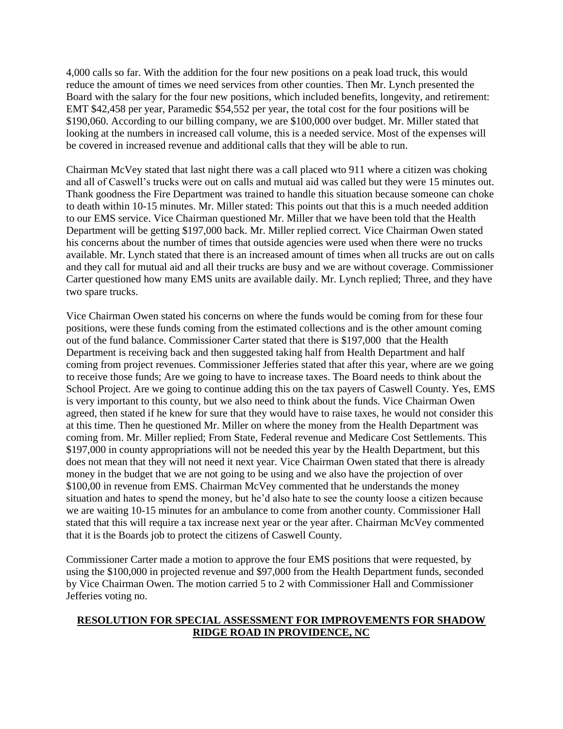4,000 calls so far. With the addition for the four new positions on a peak load truck, this would reduce the amount of times we need services from other counties. Then Mr. Lynch presented the Board with the salary for the four new positions, which included benefits, longevity, and retirement: EMT $42,458 per year, Paramedic $54,552 per year, the total cost for the four positions will be $190,060. According to our billing company, we are $100,000 over budget. Mr. Miller stated that looking at the numbers in increased call volume, this is a needed service. Most of the expenses will be covered in increased revenue and additional calls that they will be able to run.

Chairman McVey stated that last night there was a call placed wto 911 where a citizen was choking and all of Caswell's trucks were out on calls and mutual aid was called but they were 15 minutes out. Thank goodness the Fire Department was trained to handle this situation because someone can choke to death within 10-15 minutes. Mr. Miller stated: This points out that this is a much needed addition to our EMS service. Vice Chairman questioned Mr. Miller that we have been told that the Health Department will be getting $197,000 back. Mr. Miller replied correct. Vice Chairman Owen stated his concerns about the number of times that outside agencies were used when there were no trucks available. Mr. Lynch stated that there is an increased amount of times when all trucks are out on calls and they call for mutual aid and all their trucks are busy and we are without coverage. Commissioner Carter questioned how many EMS units are available daily. Mr. Lynch replied; Three, and they have two spare trucks.

Vice Chairman Owen stated his concerns on where the funds would be coming from for these four positions, were these funds coming from the estimated collections and is the other amount coming out of the fund balance. Commissioner Carter stated that there is $197,000 that the Health Department is receiving back and then suggested taking half from Health Department and half coming from project revenues. Commissioner Jefferies stated that after this year, where are we going to receive those funds; Are we going to have to increase taxes. The Board needs to think about the School Project. Are we going to continue adding this on the tax payers of Caswell County. Yes, EMS is very important to this county, but we also need to think about the funds. Vice Chairman Owen agreed, then stated if he knew for sure that they would have to raise taxes, he would not consider this at this time. Then he questioned Mr. Miller on where the money from the Health Department was coming from. Mr. Miller replied; From State, Federal revenue and Medicare Cost Settlements. This $197,000 in county appropriations will not be needed this year by the Health Department, but this does not mean that they will not need it next year. Vice Chairman Owen stated that there is already money in the budget that we are not going to be using and we also have the projection of over $100,00 in revenue from EMS. Chairman McVey commented that he understands the money situation and hates to spend the money, but he'd also hate to see the county loose a citizen because we are waiting 10-15 minutes for an ambulance to come from another county. Commissioner Hall stated that this will require a tax increase next year or the year after. Chairman McVey commented that it is the Boards job to protect the citizens of Caswell County.

Commissioner Carter made a motion to approve the four EMS positions that were requested, by using the $100,000 in projected revenue and $97,000 from the Health Department funds, seconded by Vice Chairman Owen. The motion carried 5 to 2 with Commissioner Hall and Commissioner Jefferies voting no.

## RESOLUTION FOR SPECIAL ASSESSMENT FOR IMPROVEMENTS FOR SHADOW RIDGE ROAD IN PROVIDENCE, NC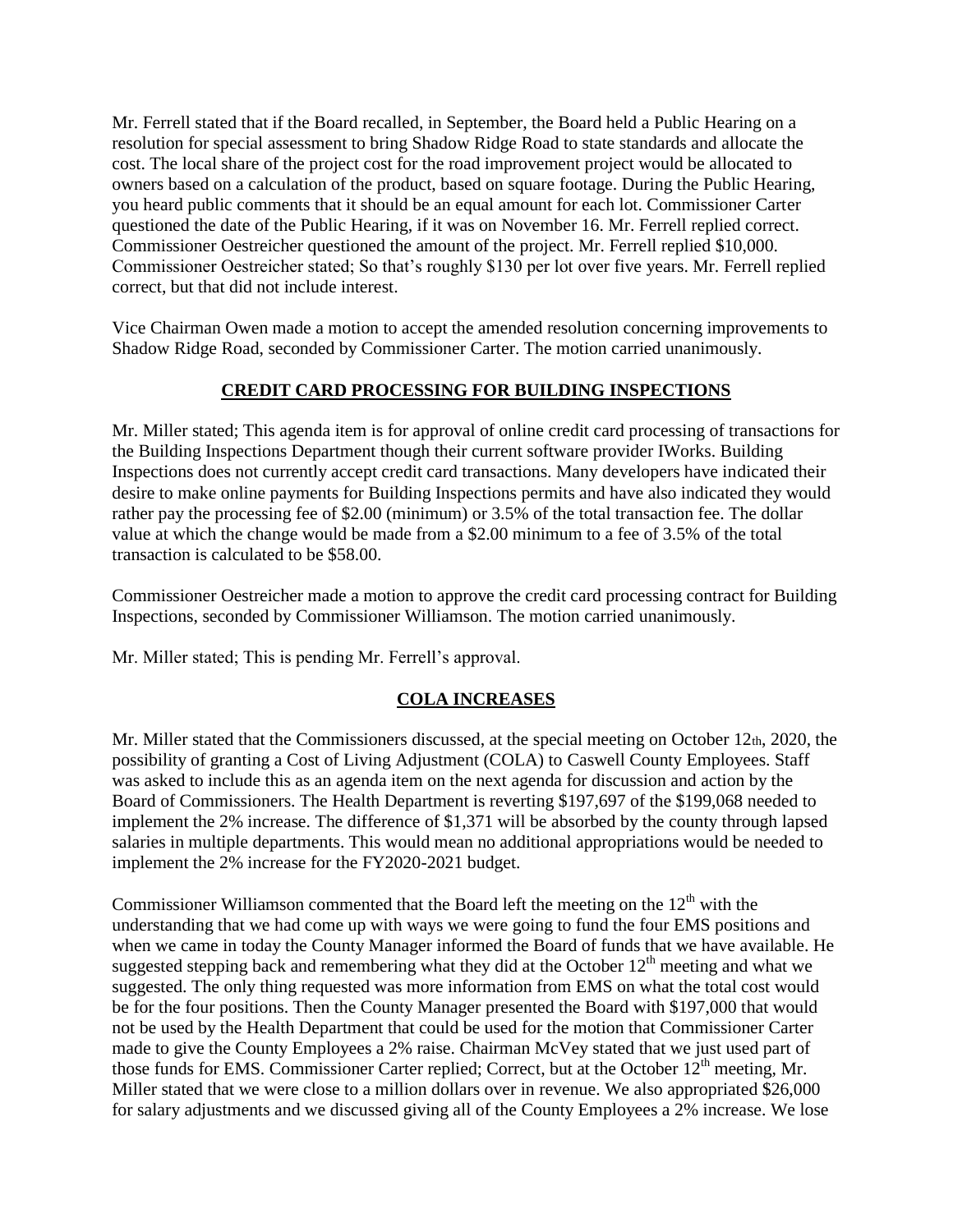Mr. Ferrell stated that if the Board recalled, in September, the Board held a Public Hearing on a resolution for special assessment to bring Shadow Ridge Road to state standards and allocate the cost. The local share of the project cost for the road improvement project would be allocated to owners based on a calculation of the product, based on square footage. During the Public Hearing, you heard public comments that it should be an equal amount for each lot. Commissioner Carter questioned the date of the Public Hearing, if it was on November 16. Mr. Ferrell replied correct. Commissioner Oestreicher questioned the amount of the project. Mr. Ferrell replied \$10,000. Commissioner Oestreicher stated; So that's roughly \$130 per lot over five years. Mr. Ferrell replied correct, but that did not include interest.

Vice Chairman Owen made a motion to accept the amended resolution concerning improvements to Shadow Ridge Road, seconded by Commissioner Carter. The motion carried unanimously.

## CREDIT CARD PROCESSING FOR BUILDING INSPECTIONS

Mr. Miller stated; This agenda item is for approval of online credit card processing of transactions for the Building Inspections Department though their current software provider IWorks. Building Inspections does not currently accept credit card transactions. Many developers have indicated their desire to make online payments for Building Inspections permits and have also indicated they would rather pay the processing fee of \$2.00 (minimum) or 3.5% of the total transaction fee. The dollar value at which the change would be made from a \$2.00 minimum to a fee of 3.5% of the total transaction is calculated to be \$58.00.

Commissioner Oestreicher made a motion to approve the credit card processing contract for Building Inspections, seconded by Commissioner Williamson. The motion carried unanimously.

Mr. Miller stated; This is pending Mr. Ferrell's approval.

## COLA INCREASES

Mr. Miller stated that the Commissioners discussed, at the special meeting on October 12th, 2020, the possibility of granting a Cost of Living Adjustment (COLA) to Caswell County Employees. Staff was asked to include this as an agenda item on the next agenda for discussion and action by the Board of Commissioners. The Health Department is reverting \$197,697 of the \$199,068 needed to implement the 2% increase. The difference of \$1,371 will be absorbed by the county through lapsed salaries in multiple departments. This would mean no additional appropriations would be needed to implement the 2% increase for the FY2020-2021 budget.

Commissioner Williamson commented that the Board left the meeting on the 12th with the understanding that we had come up with ways we were going to fund the four EMS positions and when we came in today the County Manager informed the Board of funds that we have available. He suggested stepping back and remembering what they did at the October 12th meeting and what we suggested. The only thing requested was more information from EMS on what the total cost would be for the four positions. Then the County Manager presented the Board with \$197,000 that would not be used by the Health Department that could be used for the motion that Commissioner Carter made to give the County Employees a 2% raise. Chairman McVey stated that we just used part of those funds for EMS. Commissioner Carter replied; Correct, but at the October 12th meeting, Mr. Miller stated that we were close to a million dollars over in revenue. We also appropriated \$26,000 for salary adjustments and we discussed giving all of the County Employees a 2% increase. We lose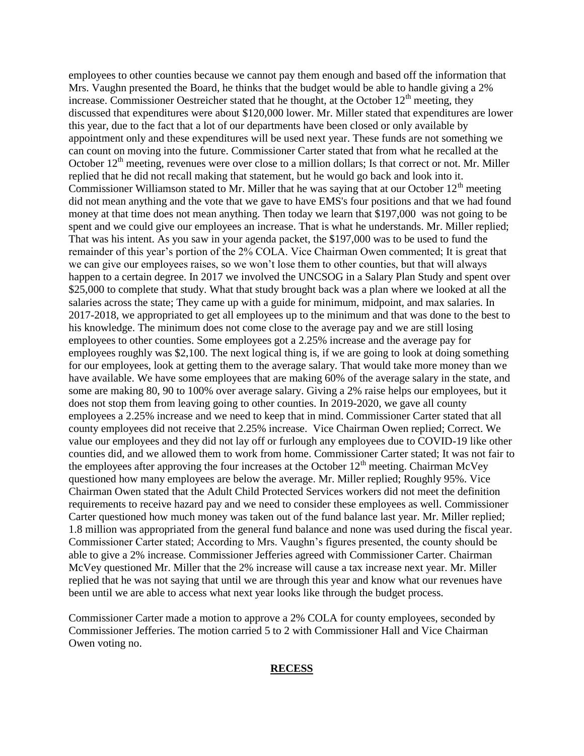employees to other counties because we cannot pay them enough and based off the information that Mrs. Vaughn presented the Board, he thinks that the budget would be able to handle giving a 2% increase. Commissioner Oestreicher stated that he thought, at the October 12th meeting, they discussed that expenditures were about $120,000 lower. Mr. Miller stated that expenditures are lower this year, due to the fact that a lot of our departments have been closed or only available by appointment only and these expenditures will be used next year. These funds are not something we can count on moving into the future. Commissioner Carter stated that from what he recalled at the October 12th meeting, revenues were over close to a million dollars; Is that correct or not. Mr. Miller replied that he did not recall making that statement, but he would go back and look into it. Commissioner Williamson stated to Mr. Miller that he was saying that at our October 12th meeting did not mean anything and the vote that we gave to have EMS's four positions and that we had found money at that time does not mean anything. Then today we learn that $197,000 was not going to be spent and we could give our employees an increase. That is what he understands. Mr. Miller replied; That was his intent. As you saw in your agenda packet, the $197,000 was to be used to fund the remainder of this year's portion of the 2% COLA. Vice Chairman Owen commented; It is great that we can give our employees raises, so we won't lose them to other counties, but that will always happen to a certain degree. In 2017 we involved the UNCSOG in a Salary Plan Study and spent over $25,000 to complete that study. What that study brought back was a plan where we looked at all the salaries across the state; They came up with a guide for minimum, midpoint, and max salaries. In 2017-2018, we appropriated to get all employees up to the minimum and that was done to the best to his knowledge. The minimum does not come close to the average pay and we are still losing employees to other counties. Some employees got a 2.25% increase and the average pay for employees roughly was $2,100. The next logical thing is, if we are going to look at doing something for our employees, look at getting them to the average salary. That would take more money than we have available. We have some employees that are making 60% of the average salary in the state, and some are making 80, 90 to 100% over average salary. Giving a 2% raise helps our employees, but it does not stop them from leaving going to other counties. In 2019-2020, we gave all county employees a 2.25% increase and we need to keep that in mind. Commissioner Carter stated that all county employees did not receive that 2.25% increase. Vice Chairman Owen replied; Correct. We value our employees and they did not lay off or furlough any employees due to COVID-19 like other counties did, and we allowed them to work from home. Commissioner Carter stated; It was not fair to the employees after approving the four increases at the October 12th meeting. Chairman McVey questioned how many employees are below the average. Mr. Miller replied; Roughly 95%. Vice Chairman Owen stated that the Adult Child Protected Services workers did not meet the definition requirements to receive hazard pay and we need to consider these employees as well. Commissioner Carter questioned how much money was taken out of the fund balance last year. Mr. Miller replied; 1.8 million was appropriated from the general fund balance and none was used during the fiscal year. Commissioner Carter stated; According to Mrs. Vaughn's figures presented, the county should be able to give a 2% increase. Commissioner Jefferies agreed with Commissioner Carter. Chairman McVey questioned Mr. Miller that the 2% increase will cause a tax increase next year. Mr. Miller replied that he was not saying that until we are through this year and know what our revenues have been until we are able to access what next year looks like through the budget process.

Commissioner Carter made a motion to approve a 2% COLA for county employees, seconded by Commissioner Jefferies. The motion carried 5 to 2 with Commissioner Hall and Vice Chairman Owen voting no.

## **RECESS**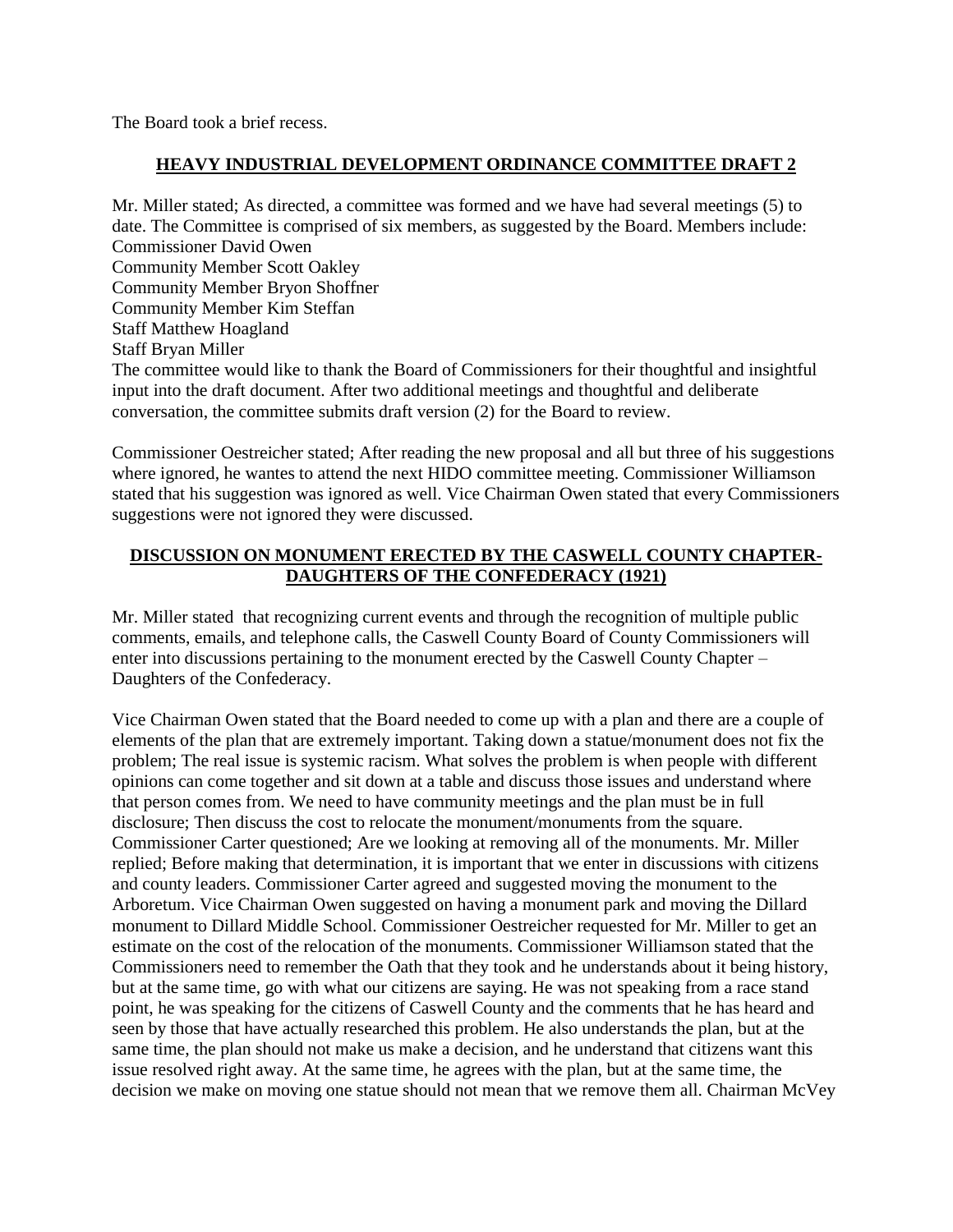The Board took a brief recess.

## HEAVY INDUSTRIAL DEVELOPMENT ORDINANCE COMMITTEE DRAFT 2

Mr. Miller stated; As directed, a committee was formed and we have had several meetings (5) to date. The Committee is comprised of six members, as suggested by the Board. Members include:
Commissioner David Owen
Community Member Scott Oakley
Community Member Bryon Shoffner
Community Member Kim Steffan
Staff Matthew Hoagland
Staff Bryan Miller
The committee would like to thank the Board of Commissioners for their thoughtful and insightful input into the draft document. After two additional meetings and thoughtful and deliberate conversation, the committee submits draft version (2) for the Board to review.

Commissioner Oestreicher stated; After reading the new proposal and all but three of his suggestions where ignored, he wantes to attend the next HIDO committee meeting. Commissioner Williamson stated that his suggestion was ignored as well. Vice Chairman Owen stated that every Commissioners suggestions were not ignored they were discussed.

## DISCUSSION ON MONUMENT ERECTED BY THE CASWELL COUNTY CHAPTER-DAUGHTERS OF THE CONFEDERACY (1921)

Mr. Miller stated that recognizing current events and through the recognition of multiple public comments, emails, and telephone calls, the Caswell County Board of County Commissioners will enter into discussions pertaining to the monument erected by the Caswell County Chapter – Daughters of the Confederacy.

Vice Chairman Owen stated that the Board needed to come up with a plan and there are a couple of elements of the plan that are extremely important. Taking down a statue/monument does not fix the problem; The real issue is systemic racism. What solves the problem is when people with different opinions can come together and sit down at a table and discuss those issues and understand where that person comes from. We need to have community meetings and the plan must be in full disclosure; Then discuss the cost to relocate the monument/monuments from the square. Commissioner Carter questioned; Are we looking at removing all of the monuments. Mr. Miller replied; Before making that determination, it is important that we enter in discussions with citizens and county leaders. Commissioner Carter agreed and suggested moving the monument to the Arboretum. Vice Chairman Owen suggested on having a monument park and moving the Dillard monument to Dillard Middle School. Commissioner Oestreicher requested for Mr. Miller to get an estimate on the cost of the relocation of the monuments. Commissioner Williamson stated that the Commissioners need to remember the Oath that they took and he understands about it being history, but at the same time, go with what our citizens are saying. He was not speaking from a race stand point, he was speaking for the citizens of Caswell County and the comments that he has heard and seen by those that have actually researched this problem. He also understands the plan, but at the same time, the plan should not make us make a decision, and he understand that citizens want this issue resolved right away. At the same time, he agrees with the plan, but at the same time, the decision we make on moving one statue should not mean that we remove them all. Chairman McVey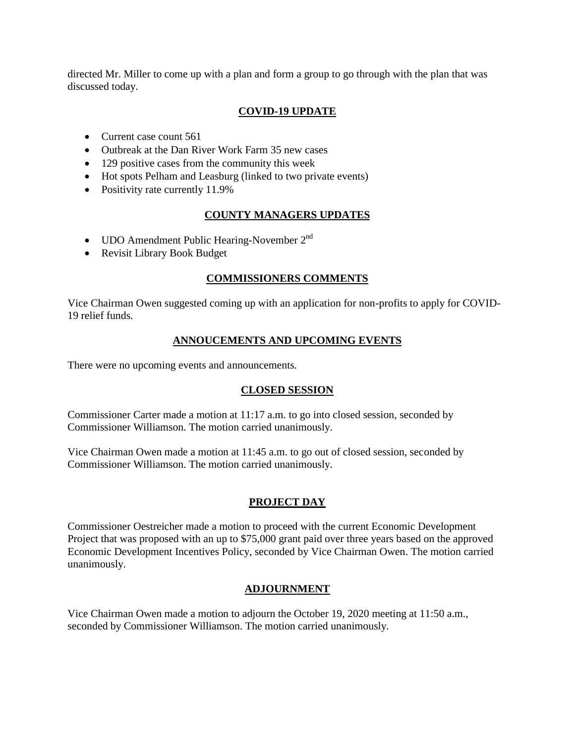directed Mr. Miller to come up with a plan and form a group to go through with the plan that was discussed today.

## COVID-19 UPDATE

- Current case count 561
- Outbreak at the Dan River Work Farm 35 new cases
- 129 positive cases from the community this week
- Hot spots Pelham and Leasburg (linked to two private events)
- Positivity rate currently 11.9%

## COUNTY MANAGERS UPDATES

- UDO Amendment Public Hearing-November 2nd
- Revisit Library Book Budget

## COMMISSIONERS COMMENTS

Vice Chairman Owen suggested coming up with an application for non-profits to apply for COVID-19 relief funds.

## ANNOUCEMENTS AND UPCOMING EVENTS

There were no upcoming events and announcements.

## CLOSED SESSION

Commissioner Carter made a motion at 11:17 a.m. to go into closed session, seconded by Commissioner Williamson. The motion carried unanimously.

Vice Chairman Owen made a motion at 11:45 a.m. to go out of closed session, seconded by Commissioner Williamson. The motion carried unanimously.

## PROJECT DAY

Commissioner Oestreicher made a motion to proceed with the current Economic Development Project that was proposed with an up to $75,000 grant paid over three years based on the approved Economic Development Incentives Policy, seconded by Vice Chairman Owen. The motion carried unanimously.

## ADJOURNMENT

Vice Chairman Owen made a motion to adjourn the October 19, 2020 meeting at 11:50 a.m., seconded by Commissioner Williamson. The motion carried unanimously.